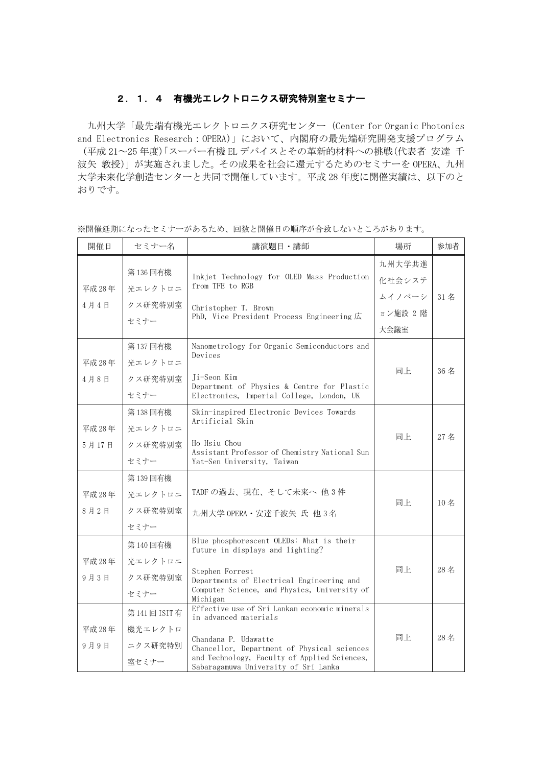### ２．１．４　有機光エレクトロニクス研究特別室セミナー

九州大学「最先端有機光エレクトロニクス研究センター（Center for Organic Photonics and Electronics Research：OPERA)」において、内閣府の最先端研究開発支援プログラム（平成21～25年度)「スーパー有機ELデバイスとその革新的材料への挑戦(代表者 安達 千波矢 教授)」が実施されました。その成果を社会に還元するためのセミナーをOPERA、九州大学未来化学創造センターと共同で開催しています。平成28年度に開催実績は、以下のとおりです。

※開催延期になったセミナーがあるため、回数と開催日の順序が合致しないところがあります。

| 開催日 | セミナー名 | 講演題目・講師 | 場所 | 参加者 |
|---|---|---|---|---|
| 平成28年4月4日 | 第136回有機光エレクトロニクス研究特別室セミナー | Inkjet Technology for OLED Mass Production from TFE to RGB<br><br>Christopher T. Brown<br>PhD, Vice President Process Engineering 広 | 九州大学共進化社会システムイノベーション施設 2 階大会議室 | 31名 |
| 平成28年4月8日 | 第137回有機光エレクトロニクス研究特別室セミナー | Nanometrology for Organic Semiconductors and Devices<br><br>Ji-Seon Kim<br>Department of Physics & Centre for Plastic Electronics, Imperial College, London, UK | 同上 | 36名 |
| 平成28年5月17日 | 第138回有機光エレクトロニクス研究特別室セミナー | Skin-inspired Electronic Devices Towards Artificial Skin<br><br>Ho Hsiu Chou<br>Assistant Professor of Chemistry National Sun Yat-Sen University, Taiwan | 同上 | 27名 |
| 平成28年8月2日 | 第139回有機光エレクトロニクス研究特別室セミナー | TADFの過去、現在、そして未来へ 他3件<br><br>九州大学OPERA・安達千波矢 氏 他3名 | 同上 | 10名 |
| 平成28年9月3日 | 第140回有機光エレクトロニクス研究特別室セミナー | Blue phosphorescent OLEDs: What is their future in displays and lighting?<br><br>Stephen Forrest<br>Departments of Electrical Engineering and Computer Science, and Physics, University of Michigan | 同上 | 28名 |
| 平成28年9月9日 | 第141回ISIT有機光エレクトロニクス研究特別室セミナー | Effective use of Sri Lankan economic minerals in advanced materials<br><br>Chandana P. Udawatte<br>Chancellor, Department of Physical sciences and Technology, Faculty of Applied Sciences, Sabaragamuwa University of Sri Lanka | 同上 | 28名 |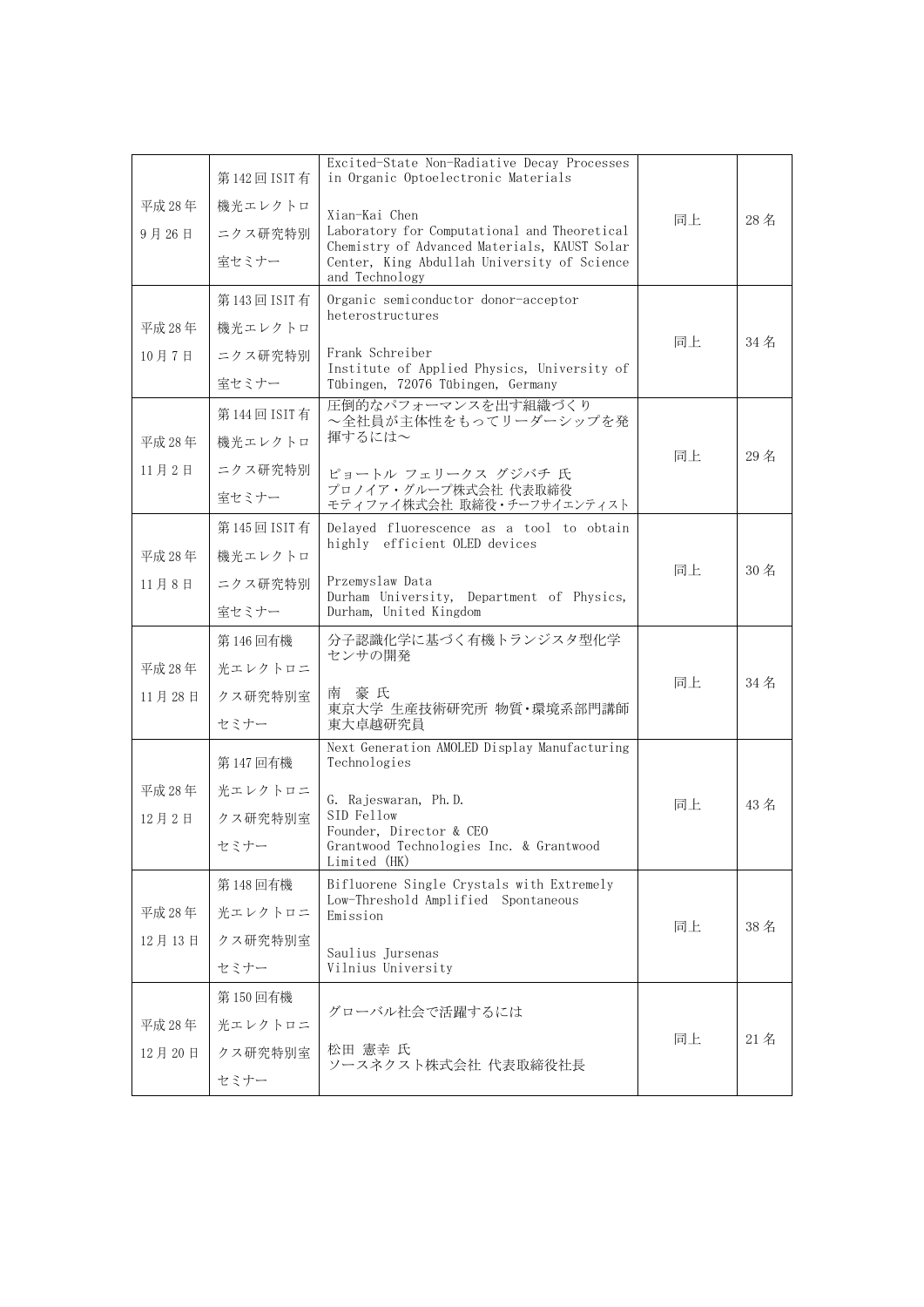| 平成28年9月26日 | 第142回ISIT有機光エレクトロニクス研究特別室セミナー | Excited-State Non-Radiative Decay Processes in Organic Optoelectronic Materials<br><br>Xian-Kai Chen<br>Laboratory for Computational and Theoretical Chemistry of Advanced Materials, KAUST Solar Center, King Abdullah University of Science and Technology | 同上 | 28名 |
|---|---|---|---|---|
| 平成28年10月7日 | 第143回ISIT有機光エレクトロニクス研究特別室セミナー | Organic semiconductor donor-acceptor heterostructures<br><br>Frank Schreiber<br>Institute of Applied Physics, University of Tübingen, 72076 Tübingen, Germany | 同上 | 34名 |
| 平成28年11月2日 | 第144回ISIT有機光エレクトロニクス研究特別室セミナー | 圧倒的なパフォーマンスを出す組織づくり<br>～全社員が主体性をもってリーダーシップを発揮するには～<br><br>ピョートル フェリークス グジバチ 氏<br>プロノイア・グループ株式会社 代表取締役<br>モティファイ株式会社 取締役・チーフサイエンティスト | 同上 | 29名 |
| 平成28年11月8日 | 第145回ISIT有機光エレクトロニクス研究特別室セミナー | Delayed fluorescence as a tool to obtain highly efficient OLED devices<br><br>Przemyslaw Data<br>Durham University, Department of Physics, Durham, United Kingdom | 同上 | 30名 |
| 平成28年11月28日 | 第146回有機光エレクトロニクス研究特別室セミナー | 分子認識化学に基づく有機トランジスタ型化学センサの開発<br><br>南 豪 氏<br>東京大学 生産技術研究所 物質・環境系部門講師<br>東大卓越研究員 | 同上 | 34名 |
| 平成28年12月2日 | 第147回有機光エレクトロニクス研究特別室セミナー | Next Generation AMOLED Display Manufacturing Technologies<br><br>G. Rajeswaran, Ph.D.<br>SID Fellow<br>Founder, Director & CEO<br>Grantwood Technologies Inc. & Grantwood Limited (HK) | 同上 | 43名 |
| 平成28年12月13日 | 第148回有機光エレクトロニクス研究特別室セミナー | Bifluorene Single Crystals with Extremely Low-Threshold Amplified Spontaneous Emission<br><br>Saulius Jursenas<br>Vilnius University | 同上 | 38名 |
| 平成28年12月20日 | 第150回有機光エレクトロニクス研究特別室セミナー | グローバル社会で活躍するには<br><br>松田 憲幸 氏<br>ソースネクスト株式会社 代表取締役社長 | 同上 | 21名 |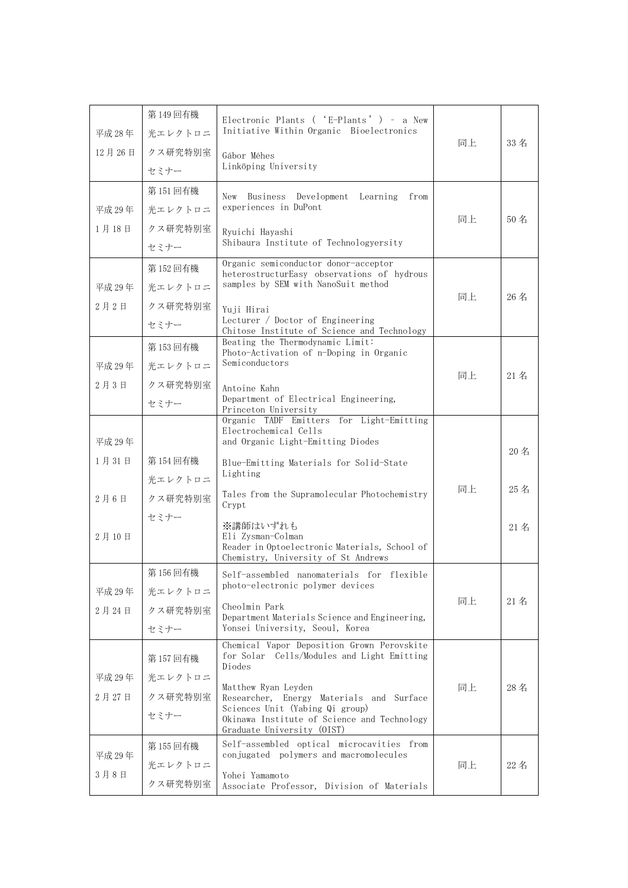| | | | | |
|---|---|---|---|---|
| 平成28年<br>12月26日 | 第149回有機光エレクトロニクス研究特別室セミナー | Electronic Plants ( 'E-Plants' ) - a New Initiative Within Organic Bioelectronics<br><br>Gábor Méhes<br>Linköping University | 同上 | 33名 |
| 平成29年<br>1月18日 | 第151回有機光エレクトロニクス研究特別室セミナー | New Business Development Learning from experiences in DuPont<br><br>Ryuichi Hayashi<br>Shibaura Institute of Technologyersity | 同上 | 50名 |
| 平成29年<br>2月2日 | 第152回有機光エレクトロニクス研究特別室セミナー | Organic semiconductor donor-acceptor heterostructurEasy observations of hydrous samples by SEM with NanoSuit method<br><br>Yuji Hirai<br>Lecturer / Doctor of Engineering<br>Chitose Institute of Science and Technology | 同上 | 26名 |
| 平成29年<br>2月3日 | 第153回有機光エレクトロニクス研究特別室セミナー | Beating the Thermodynamic Limit: Photo-Activation of n-Doping in Organic Semiconductors<br><br>Antoine Kahn<br>Department of Electrical Engineering, Princeton University | 同上 | 21名 |
| 平成29年<br>1月31日<br><br>2月6日<br><br>2月10日 | 第154回有機光エレクトロニクス研究特別室セミナー | Organic TADF Emitters for Light-Emitting Electrochemical Cells and Organic Light-Emitting Diodes<br><br>Blue-Emitting Materials for Solid-State Lighting<br><br>Tales from the Supramolecular Photochemistry Crypt<br><br>※講師はいずれも<br>Eli Zysman-Colman<br>Reader in Optoelectronic Materials, School of Chemistry, University of St Andrews | 同上 | 20名<br><br>25名<br><br>21名 |
| 平成29年<br>2月24日 | 第156回有機光エレクトロニクス研究特別室セミナー | Self-assembled nanomaterials for flexible photo-electronic polymer devices<br><br>Cheolmin Park<br>Department Materials Science and Engineering, Yonsei University, Seoul, Korea | 同上 | 21名 |
| 平成29年<br>2月27日 | 第157回有機光エレクトロニクス研究特別室セミナー | Chemical Vapor Deposition Grown Perovskite for Solar Cells/Modules and Light Emitting Diodes<br><br>Matthew Ryan Leyden<br>Researcher, Energy Materials and Surface Sciences Unit (Yabing Qi group)<br>Okinawa Institute of Science and Technology Graduate University (OIST) | 同上 | 28名 |
| 平成29年<br>3月8日 | 第155回有機光エレクトロニクス研究特別室 | Self-assembled optical microcavities from conjugated polymers and macromolecules<br><br>Yohei Yamamoto<br>Associate Professor, Division of Materials | 同上 | 22名 |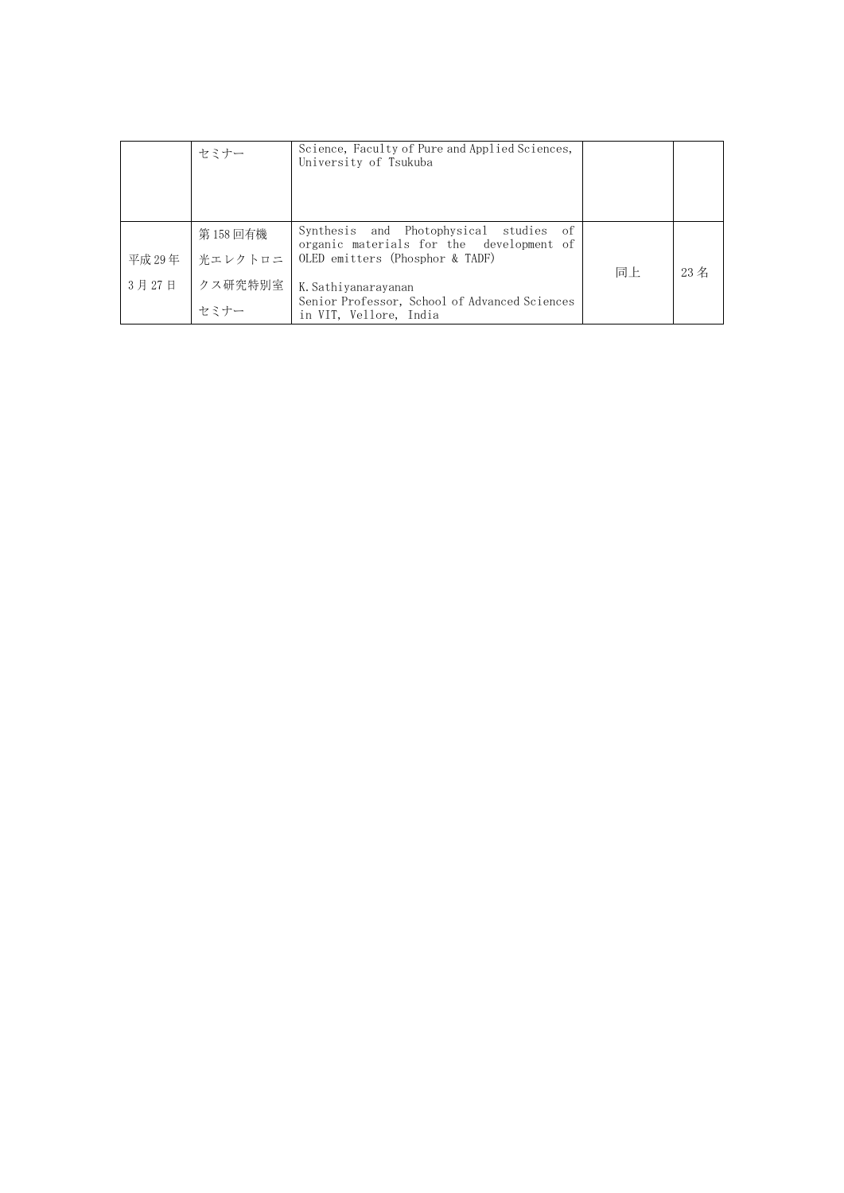| | | | | |
|---|---|---|---|---|
| | セミナー | Science, Faculty of Pure and Applied Sciences, University of Tsukuba | | |
| 平成29年 3月27日 | 第158回有機光エレクトロニクス研究特別室セミナー | Synthesis and Photophysical studies of organic materials for the development of OLED emitters (Phosphor & TADF)<br><br>K. Sathiyanarayanan<br>Senior Professor, School of Advanced Sciences in VIT, Vellore, India | 同上 | 23名 |